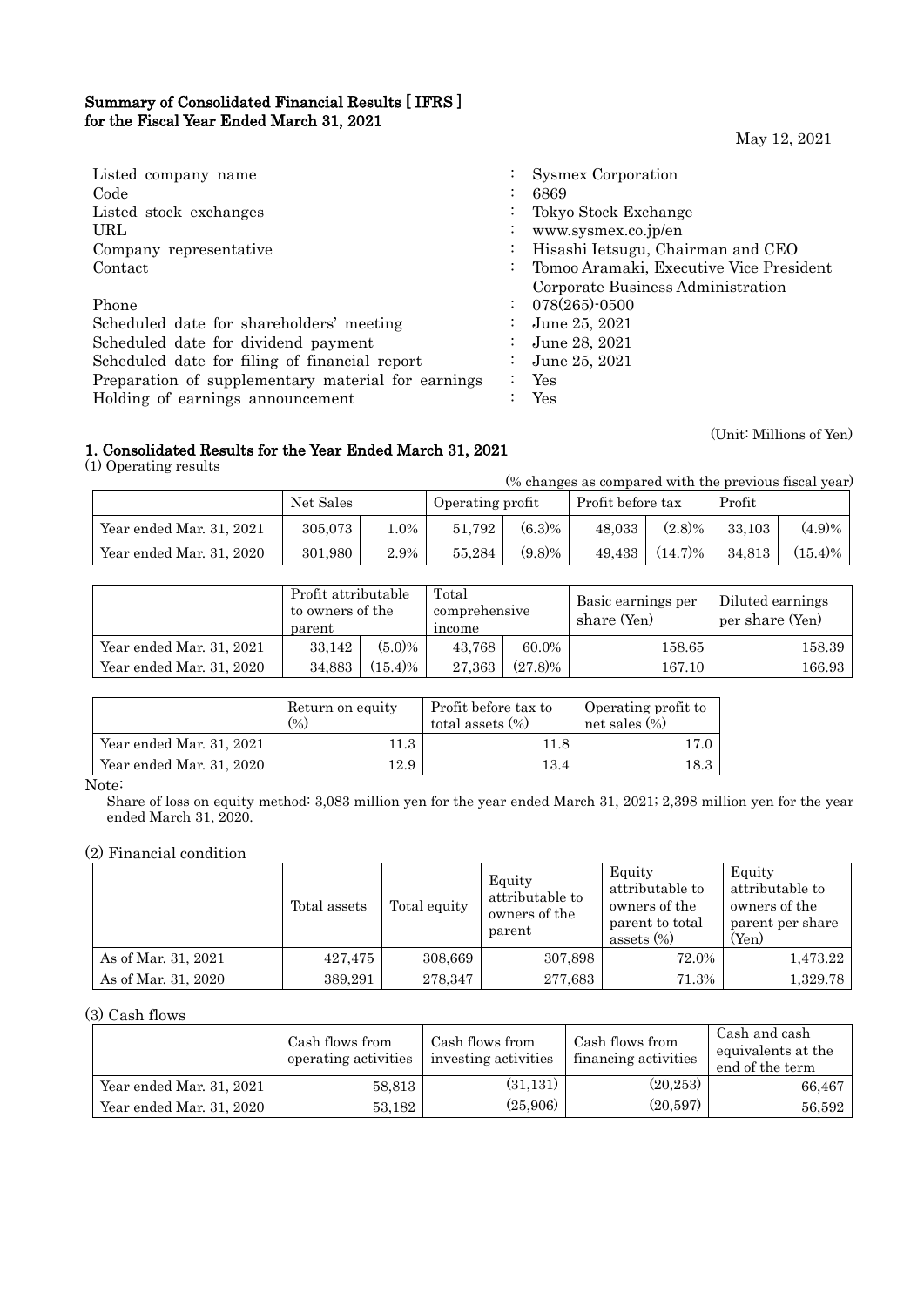# Summary of Consolidated Financial Results [ IFRS ] for the Fiscal Year Ended March 31, 2021

May 12, 2021

| | | |
|---|---|---|
| Listed company name | : | Sysmex Corporation |
| Code | : | 6869 |
| Listed stock exchanges | : | Tokyo Stock Exchange |
| URL | : | www.sysmex.co.jp/en |
| Company representative | : | Hisashi Ietsugu, Chairman and CEO |
| Contact | : | Tomoo Aramaki, Executive Vice President Corporate Business Administration |
| Phone | : | 078(265)-0500 |
| Scheduled date for shareholders' meeting | : | June 25, 2021 |
| Scheduled date for dividend payment | : | June 28, 2021 |
| Scheduled date for filing of financial report | : | June 25, 2021 |
| Preparation of supplementary material for earnings | : | Yes |
| Holding of earnings announcement | : | Yes |

(Unit: Millions of Yen)

## 1. Consolidated Results for the Year Ended March 31, 2021

(1) Operating results

(% changes as compared with the previous fiscal year)

| | Net Sales | | Operating profit | | Profit before tax | | Profit | |
|---|---|---|---|---|---|---|---|---|
| Year ended Mar. 31, 2021 | 305,073 | 1.0% | 51,792 | (6.3)% | 48,033 | (2.8)% | 33,103 | (4.9)% |
| Year ended Mar. 31, 2020 | 301,980 | 2.9% | 55,284 | (9.8)% | 49,433 | (14.7)% | 34,813 | (15.4)% |

| | Profit attributable to owners of the parent | | Total comprehensive income | | Basic earnings per share (Yen) | Diluted earnings per share (Yen) |
|---|---|---|---|---|---|---|
| Year ended Mar. 31, 2021 | 33,142 | (5.0)% | 43,768 | 60.0% | 158.65 | 158.39 |
| Year ended Mar. 31, 2020 | 34,883 | (15.4)% | 27,363 | (27.8)% | 167.10 | 166.93 |

| | Return on equity (%) | Profit before tax to total assets (%) | Operating profit to net sales (%) |
|---|---|---|---|
| Year ended Mar. 31, 2021 | 11.3 | 11.8 | 17.0 |
| Year ended Mar. 31, 2020 | 12.9 | 13.4 | 18.3 |

Note:

Share of loss on equity method: 3,083 million yen for the year ended March 31, 2021; 2,398 million yen for the year ended March 31, 2020.

(2) Financial condition

| | Total assets | Total equity | Equity attributable to owners of the parent | Equity attributable to owners of the parent to total assets (%) | Equity attributable to owners of the parent per share (Yen) |
|---|---|---|---|---|---|
| As of Mar. 31, 2021 | 427,475 | 308,669 | 307,898 | 72.0% | 1,473.22 |
| As of Mar. 31, 2020 | 389,291 | 278,347 | 277,683 | 71.3% | 1,329.78 |

(3) Cash flows

| | Cash flows from operating activities | Cash flows from investing activities | Cash flows from financing activities | Cash and cash equivalents at the end of the term |
|---|---|---|---|---|
| Year ended Mar. 31, 2021 | 58,813 | (31,131) | (20,253) | 66,467 |
| Year ended Mar. 31, 2020 | 53,182 | (25,906) | (20,597) | 56,592 |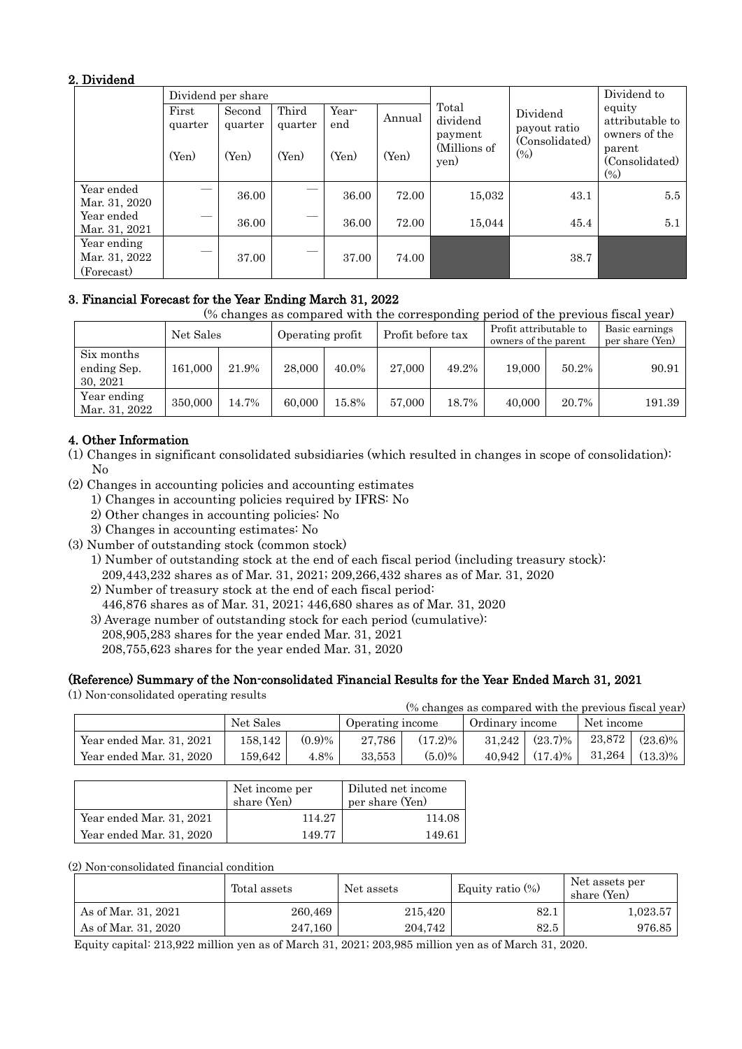## 2. Dividend

| | Dividend per share | | | | | Total dividend payment (Millions of yen) | Dividend payout ratio (Consolidated) (%) | Dividend to equity attributable to owners of the parent (Consolidated) (%) |
|---|---|---|---|---|---|---|---|---|
| | First quarter (Yen) | Second quarter (Yen) | Third quarter (Yen) | Year-end (Yen) | Annual (Yen) | | | |
| Year ended Mar. 31, 2020 | — | 36.00 | — | 36.00 | 72.00 | 15,032 | 43.1 | 5.5 |
| Year ended Mar. 31, 2021 | — | 36.00 | — | 36.00 | 72.00 | 15,044 | 45.4 | 5.1 |
| Year ending Mar. 31, 2022 (Forecast) | — | 37.00 | — | 37.00 | 74.00 | | 38.7 | |

## 3. Financial Forecast for the Year Ending March 31, 2022

(% changes as compared with the corresponding period of the previous fiscal year)

| | Net Sales | | Operating profit | | Profit before tax | | Profit attributable to owners of the parent | | Basic earnings per share (Yen) |
|---|---|---|---|---|---|---|---|---|---|
| Six months ending Sep. 30, 2021 | 161,000 | 21.9% | 28,000 | 40.0% | 27,000 | 49.2% | 19,000 | 50.2% | 90.91 |
| Year ending Mar. 31, 2022 | 350,000 | 14.7% | 60,000 | 15.8% | 57,000 | 18.7% | 40,000 | 20.7% | 191.39 |

## 4. Other Information

(1) Changes in significant consolidated subsidiaries (which resulted in changes in scope of consolidation): No

(2) Changes in accounting policies and accounting estimates
   1) Changes in accounting policies required by IFRS: No
   2) Other changes in accounting policies: No
   3) Changes in accounting estimates: No

(3) Number of outstanding stock (common stock)
   1) Number of outstanding stock at the end of each fiscal period (including treasury stock):
      209,443,232 shares as of Mar. 31, 2021; 209,266,432 shares as of Mar. 31, 2020
   2) Number of treasury stock at the end of each fiscal period:
      446,876 shares as of Mar. 31, 2021; 446,680 shares as of Mar. 31, 2020
   3) Average number of outstanding stock for each period (cumulative):
      208,905,283 shares for the year ended Mar. 31, 2021
      208,755,623 shares for the year ended Mar. 31, 2020

## (Reference) Summary of the Non-consolidated Financial Results for the Year Ended March 31, 2021

(1) Non-consolidated operating results

(% changes as compared with the previous fiscal year)

| | Net Sales | | Operating income | | Ordinary income | | Net income | |
|---|---|---|---|---|---|---|---|---|
| Year ended Mar. 31, 2021 | 158,142 | (0.9)% | 27,786 | (17.2)% | 31,242 | (23.7)% | 23,872 | (23.6)% |
| Year ended Mar. 31, 2020 | 159,642 | 4.8% | 33,553 | (5.0)% | 40,942 | (17.4)% | 31,264 | (13.3)% |

| | Net income per share (Yen) | Diluted net income per share (Yen) |
|---|---|---|
| Year ended Mar. 31, 2021 | 114.27 | 114.08 |
| Year ended Mar. 31, 2020 | 149.77 | 149.61 |

(2) Non-consolidated financial condition

| | Total assets | Net assets | Equity ratio (%) | Net assets per share (Yen) |
|---|---|---|---|---|
| As of Mar. 31, 2021 | 260,469 | 215,420 | 82.1 | 1,023.57 |
| As of Mar. 31, 2020 | 247,160 | 204,742 | 82.5 | 976.85 |

Equity capital: 213,922 million yen as of March 31, 2021; 203,985 million yen as of March 31, 2020.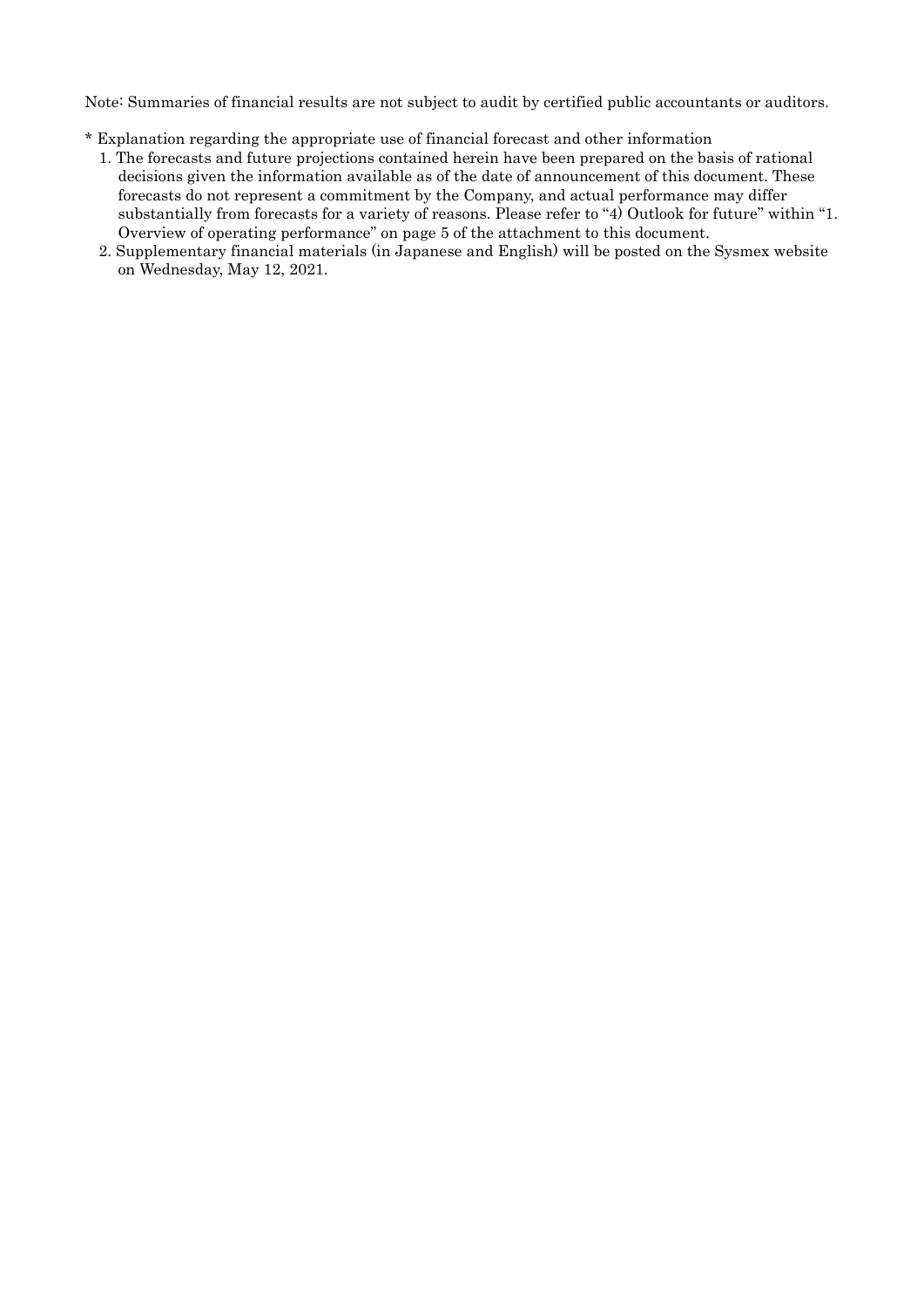Note: Summaries of financial results are not subject to audit by certified public accountants or auditors.

* Explanation regarding the appropriate use of financial forecast and other information

1. The forecasts and future projections contained herein have been prepared on the basis of rational decisions given the information available as of the date of announcement of this document. These forecasts do not represent a commitment by the Company, and actual performance may differ substantially from forecasts for a variety of reasons. Please refer to "4) Outlook for future" within "1. Overview of operating performance" on page 5 of the attachment to this document.
2. Supplementary financial materials (in Japanese and English) will be posted on the Sysmex website on Wednesday, May 12, 2021.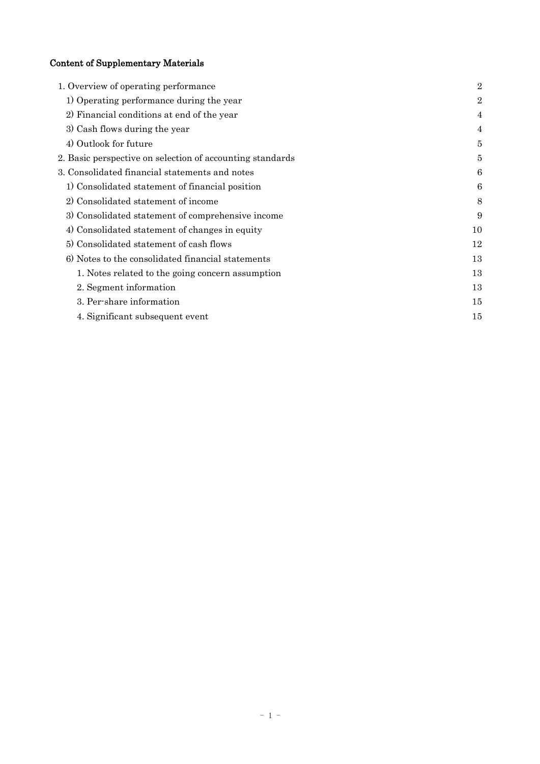# Content of Supplementary Materials

| | |
|---|---|
| 1. Overview of operating performance | 2 |
| 1) Operating performance during the year | 2 |
| 2) Financial conditions at end of the year | 4 |
| 3) Cash flows during the year | 4 |
| 4) Outlook for future | 5 |
| 2. Basic perspective on selection of accounting standards | 5 |
| 3. Consolidated financial statements and notes | 6 |
| 1) Consolidated statement of financial position | 6 |
| 2) Consolidated statement of income | 8 |
| 3) Consolidated statement of comprehensive income | 9 |
| 4) Consolidated statement of changes in equity | 10 |
| 5) Consolidated statement of cash flows | 12 |
| 6) Notes to the consolidated financial statements | 13 |
| 1. Notes related to the going concern assumption | 13 |
| 2. Segment information | 13 |
| 3. Per-share information | 15 |
| 4. Significant subsequent event | 15 |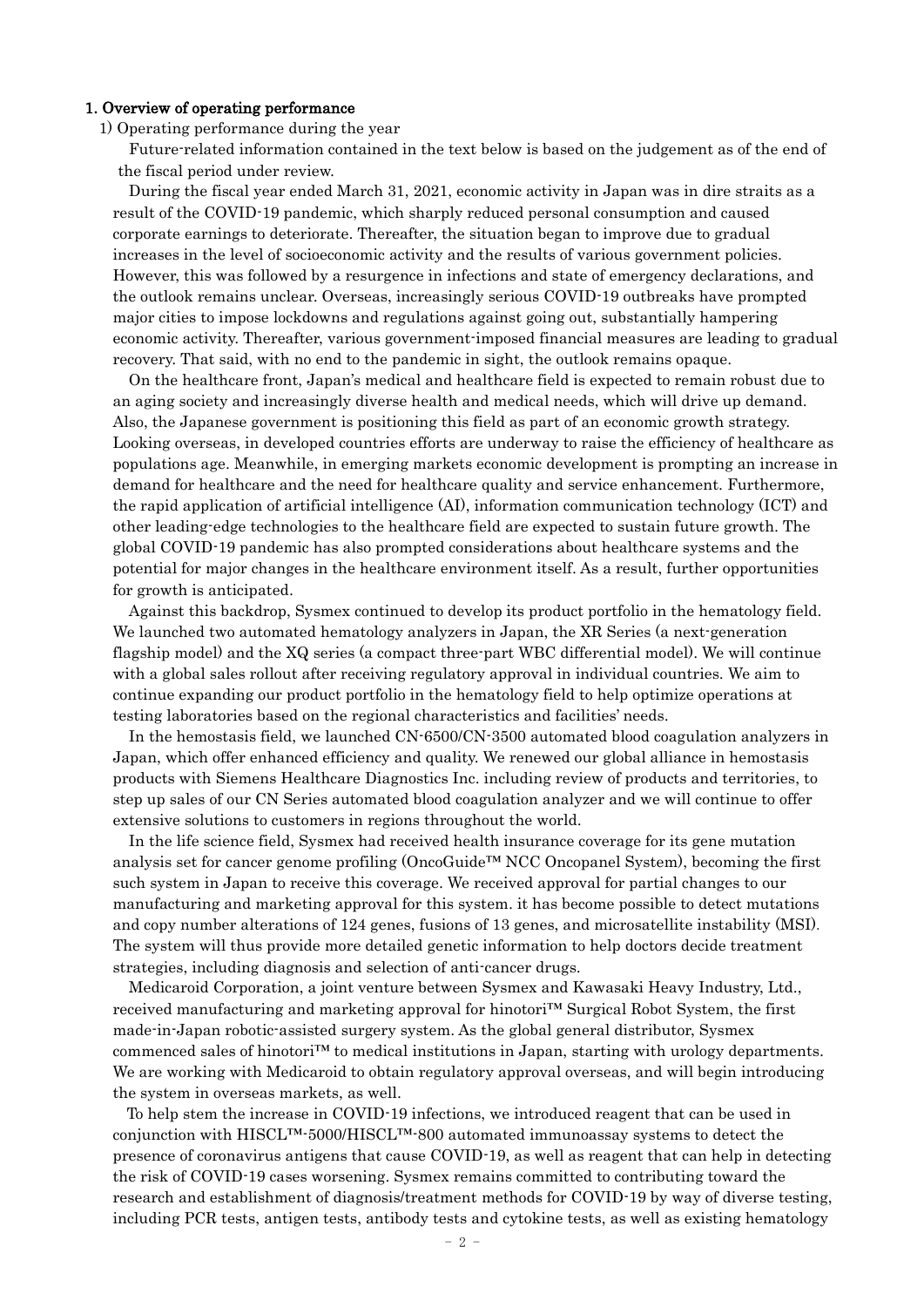## 1. Overview of operating performance

1) Operating performance during the year

Future-related information contained in the text below is based on the judgement as of the end of the fiscal period under review.

During the fiscal year ended March 31, 2021, economic activity in Japan was in dire straits as a result of the COVID-19 pandemic, which sharply reduced personal consumption and caused corporate earnings to deteriorate. Thereafter, the situation began to improve due to gradual increases in the level of socioeconomic activity and the results of various government policies. However, this was followed by a resurgence in infections and state of emergency declarations, and the outlook remains unclear. Overseas, increasingly serious COVID-19 outbreaks have prompted major cities to impose lockdowns and regulations against going out, substantially hampering economic activity. Thereafter, various government-imposed financial measures are leading to gradual recovery. That said, with no end to the pandemic in sight, the outlook remains opaque.

On the healthcare front, Japan's medical and healthcare field is expected to remain robust due to an aging society and increasingly diverse health and medical needs, which will drive up demand. Also, the Japanese government is positioning this field as part of an economic growth strategy. Looking overseas, in developed countries efforts are underway to raise the efficiency of healthcare as populations age. Meanwhile, in emerging markets economic development is prompting an increase in demand for healthcare and the need for healthcare quality and service enhancement. Furthermore, the rapid application of artificial intelligence (AI), information communication technology (ICT) and other leading-edge technologies to the healthcare field are expected to sustain future growth. The global COVID-19 pandemic has also prompted considerations about healthcare systems and the potential for major changes in the healthcare environment itself. As a result, further opportunities for growth is anticipated.

Against this backdrop, Sysmex continued to develop its product portfolio in the hematology field. We launched two automated hematology analyzers in Japan, the XR Series (a next-generation flagship model) and the XQ series (a compact three-part WBC differential model). We will continue with a global sales rollout after receiving regulatory approval in individual countries. We aim to continue expanding our product portfolio in the hematology field to help optimize operations at testing laboratories based on the regional characteristics and facilities' needs.

In the hemostasis field, we launched CN-6500/CN-3500 automated blood coagulation analyzers in Japan, which offer enhanced efficiency and quality. We renewed our global alliance in hemostasis products with Siemens Healthcare Diagnostics Inc. including review of products and territories, to step up sales of our CN Series automated blood coagulation analyzer and we will continue to offer extensive solutions to customers in regions throughout the world.

In the life science field, Sysmex had received health insurance coverage for its gene mutation analysis set for cancer genome profiling (OncoGuide™ NCC Oncopanel System), becoming the first such system in Japan to receive this coverage. We received approval for partial changes to our manufacturing and marketing approval for this system. it has become possible to detect mutations and copy number alterations of 124 genes, fusions of 13 genes, and microsatellite instability (MSI). The system will thus provide more detailed genetic information to help doctors decide treatment strategies, including diagnosis and selection of anti-cancer drugs.

Medicaroid Corporation, a joint venture between Sysmex and Kawasaki Heavy Industry, Ltd., received manufacturing and marketing approval for hinotori™ Surgical Robot System, the first made-in-Japan robotic-assisted surgery system. As the global general distributor, Sysmex commenced sales of hinotori™ to medical institutions in Japan, starting with urology departments. We are working with Medicaroid to obtain regulatory approval overseas, and will begin introducing the system in overseas markets, as well.

To help stem the increase in COVID-19 infections, we introduced reagent that can be used in conjunction with HISCL™-5000/HISCL™-800 automated immunoassay systems to detect the presence of coronavirus antigens that cause COVID-19, as well as reagent that can help in detecting the risk of COVID-19 cases worsening. Sysmex remains committed to contributing toward the research and establishment of diagnosis/treatment methods for COVID-19 by way of diverse testing, including PCR tests, antigen tests, antibody tests and cytokine tests, as well as existing hematology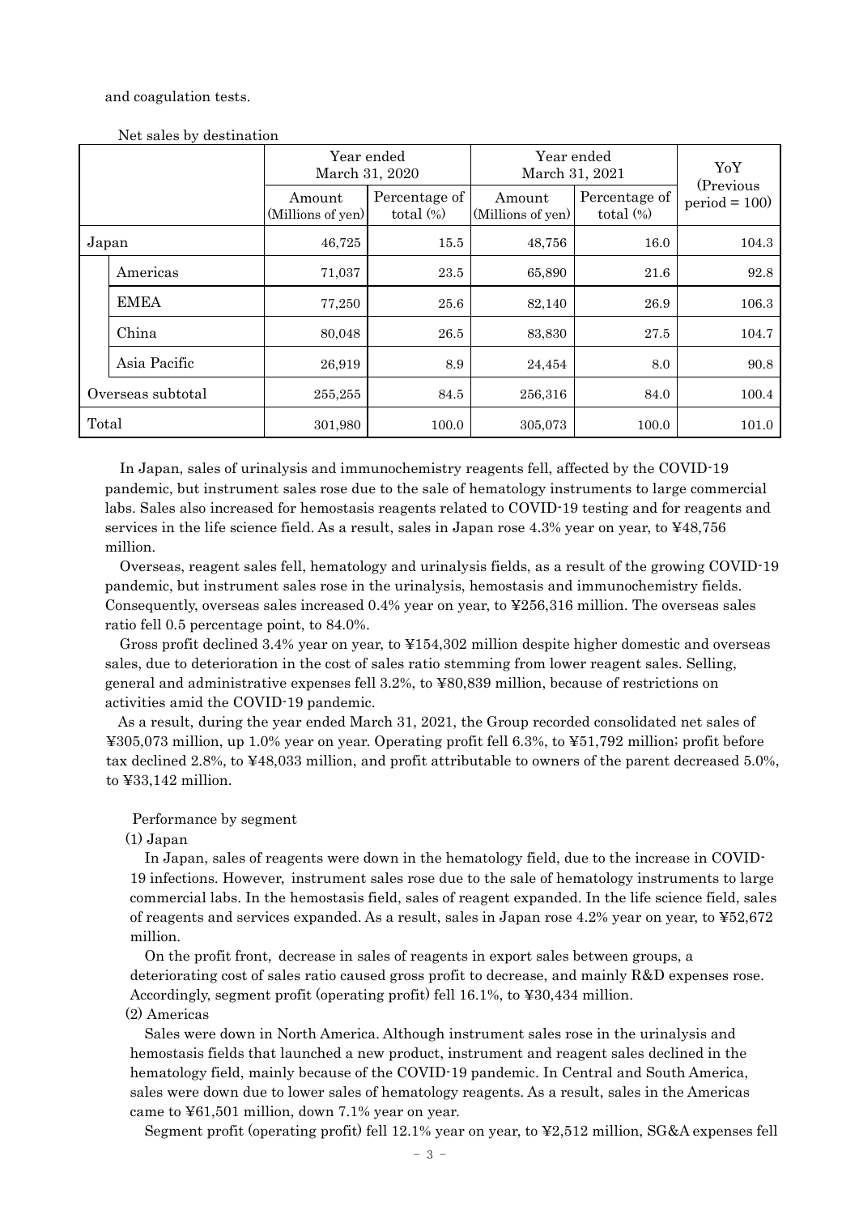and coagulation tests.

Net sales by destination

| | | Year ended March 31, 2020 | | Year ended March 31, 2021 | | YoY (Previous period = 100) |
|---|---|---|---|---|---|---|
| | | Amount (Millions of yen) | Percentage of total (%) | Amount (Millions of yen) | Percentage of total (%) | |
| Japan | | 46,725 | 15.5 | 48,756 | 16.0 | 104.3 |
| | Americas | 71,037 | 23.5 | 65,890 | 21.6 | 92.8 |
| | EMEA | 77,250 | 25.6 | 82,140 | 26.9 | 106.3 |
| | China | 80,048 | 26.5 | 83,830 | 27.5 | 104.7 |
| | Asia Pacific | 26,919 | 8.9 | 24,454 | 8.0 | 90.8 |
| Overseas subtotal | | 255,255 | 84.5 | 256,316 | 84.0 | 100.4 |
| Total | | 301,980 | 100.0 | 305,073 | 100.0 | 101.0 |

In Japan, sales of urinalysis and immunochemistry reagents fell, affected by the COVID-19 pandemic, but instrument sales rose due to the sale of hematology instruments to large commercial labs. Sales also increased for hemostasis reagents related to COVID-19 testing and for reagents and services in the life science field. As a result, sales in Japan rose 4.3% year on year, to ¥48,756 million.

Overseas, reagent sales fell, hematology and urinalysis fields, as a result of the growing COVID-19 pandemic, but instrument sales rose in the urinalysis, hemostasis and immunochemistry fields. Consequently, overseas sales increased 0.4% year on year, to ¥256,316 million. The overseas sales ratio fell 0.5 percentage point, to 84.0%.

Gross profit declined 3.4% year on year, to ¥154,302 million despite higher domestic and overseas sales, due to deterioration in the cost of sales ratio stemming from lower reagent sales. Selling, general and administrative expenses fell 3.2%, to ¥80,839 million, because of restrictions on activities amid the COVID-19 pandemic.

As a result, during the year ended March 31, 2021, the Group recorded consolidated net sales of ¥305,073 million, up 1.0% year on year. Operating profit fell 6.3%, to ¥51,792 million; profit before tax declined 2.8%, to ¥48,033 million, and profit attributable to owners of the parent decreased 5.0%, to ¥33,142 million.

Performance by segment

(1) Japan

In Japan, sales of reagents were down in the hematology field, due to the increase in COVID-19 infections. However, instrument sales rose due to the sale of hematology instruments to large commercial labs. In the hemostasis field, sales of reagent expanded. In the life science field, sales of reagents and services expanded. As a result, sales in Japan rose 4.2% year on year, to ¥52,672 million.

On the profit front, decrease in sales of reagents in export sales between groups, a deteriorating cost of sales ratio caused gross profit to decrease, and mainly R&D expenses rose. Accordingly, segment profit (operating profit) fell 16.1%, to ¥30,434 million.

(2) Americas

Sales were down in North America. Although instrument sales rose in the urinalysis and hemostasis fields that launched a new product, instrument and reagent sales declined in the hematology field, mainly because of the COVID-19 pandemic. In Central and South America, sales were down due to lower sales of hematology reagents. As a result, sales in the Americas came to ¥61,501 million, down 7.1% year on year.

Segment profit (operating profit) fell 12.1% year on year, to ¥2,512 million, SG&A expenses fell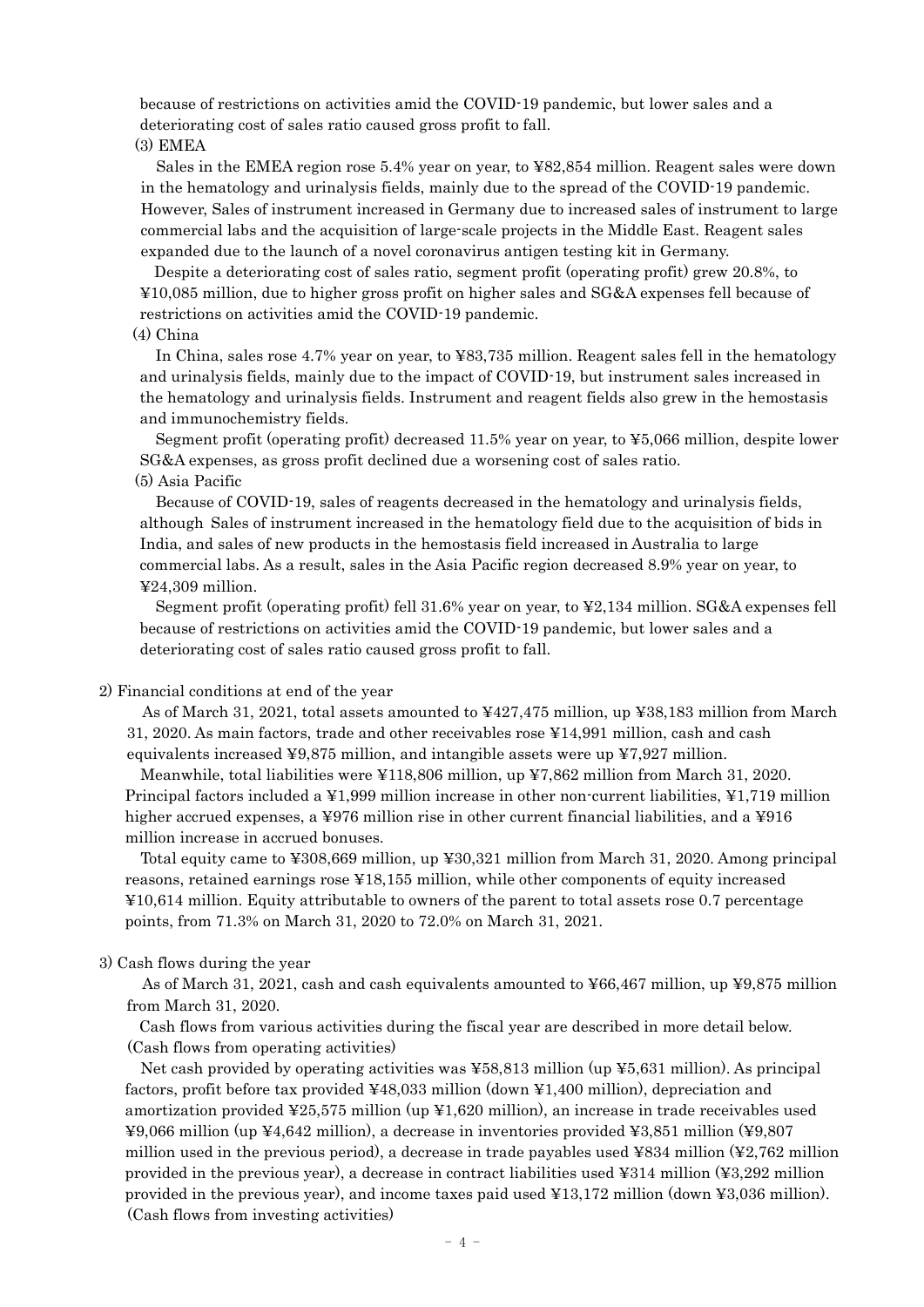because of restrictions on activities amid the COVID-19 pandemic, but lower sales and a deteriorating cost of sales ratio caused gross profit to fall.

(3) EMEA

Sales in the EMEA region rose 5.4% year on year, to ¥82,854 million. Reagent sales were down in the hematology and urinalysis fields, mainly due to the spread of the COVID-19 pandemic. However, Sales of instrument increased in Germany due to increased sales of instrument to large commercial labs and the acquisition of large-scale projects in the Middle East. Reagent sales expanded due to the launch of a novel coronavirus antigen testing kit in Germany.

Despite a deteriorating cost of sales ratio, segment profit (operating profit) grew 20.8%, to ¥10,085 million, due to higher gross profit on higher sales and SG&A expenses fell because of restrictions on activities amid the COVID-19 pandemic.

(4) China

In China, sales rose 4.7% year on year, to ¥83,735 million. Reagent sales fell in the hematology and urinalysis fields, mainly due to the impact of COVID-19, but instrument sales increased in the hematology and urinalysis fields. Instrument and reagent fields also grew in the hemostasis and immunochemistry fields.

Segment profit (operating profit) decreased 11.5% year on year, to ¥5,066 million, despite lower SG&A expenses, as gross profit declined due a worsening cost of sales ratio.

(5) Asia Pacific

Because of COVID-19, sales of reagents decreased in the hematology and urinalysis fields, although Sales of instrument increased in the hematology field due to the acquisition of bids in India, and sales of new products in the hemostasis field increased in Australia to large commercial labs. As a result, sales in the Asia Pacific region decreased 8.9% year on year, to ¥24,309 million.

Segment profit (operating profit) fell 31.6% year on year, to ¥2,134 million. SG&A expenses fell because of restrictions on activities amid the COVID-19 pandemic, but lower sales and a deteriorating cost of sales ratio caused gross profit to fall.

2) Financial conditions at end of the year

As of March 31, 2021, total assets amounted to ¥427,475 million, up ¥38,183 million from March 31, 2020. As main factors, trade and other receivables rose ¥14,991 million, cash and cash equivalents increased ¥9,875 million, and intangible assets were up ¥7,927 million.

Meanwhile, total liabilities were ¥118,806 million, up ¥7,862 million from March 31, 2020. Principal factors included a ¥1,999 million increase in other non-current liabilities, ¥1,719 million higher accrued expenses, a ¥976 million rise in other current financial liabilities, and a ¥916 million increase in accrued bonuses.

Total equity came to ¥308,669 million, up ¥30,321 million from March 31, 2020. Among principal reasons, retained earnings rose ¥18,155 million, while other components of equity increased ¥10,614 million. Equity attributable to owners of the parent to total assets rose 0.7 percentage points, from 71.3% on March 31, 2020 to 72.0% on March 31, 2021.

3) Cash flows during the year

As of March 31, 2021, cash and cash equivalents amounted to ¥66,467 million, up ¥9,875 million from March 31, 2020.

Cash flows from various activities during the fiscal year are described in more detail below.

(Cash flows from operating activities)

Net cash provided by operating activities was ¥58,813 million (up ¥5,631 million). As principal factors, profit before tax provided ¥48,033 million (down ¥1,400 million), depreciation and amortization provided ¥25,575 million (up ¥1,620 million), an increase in trade receivables used ¥9,066 million (up ¥4,642 million), a decrease in inventories provided ¥3,851 million (¥9,807 million used in the previous period), a decrease in trade payables used ¥834 million (¥2,762 million provided in the previous year), a decrease in contract liabilities used ¥314 million (¥3,292 million provided in the previous year), and income taxes paid used ¥13,172 million (down ¥3,036 million).

(Cash flows from investing activities)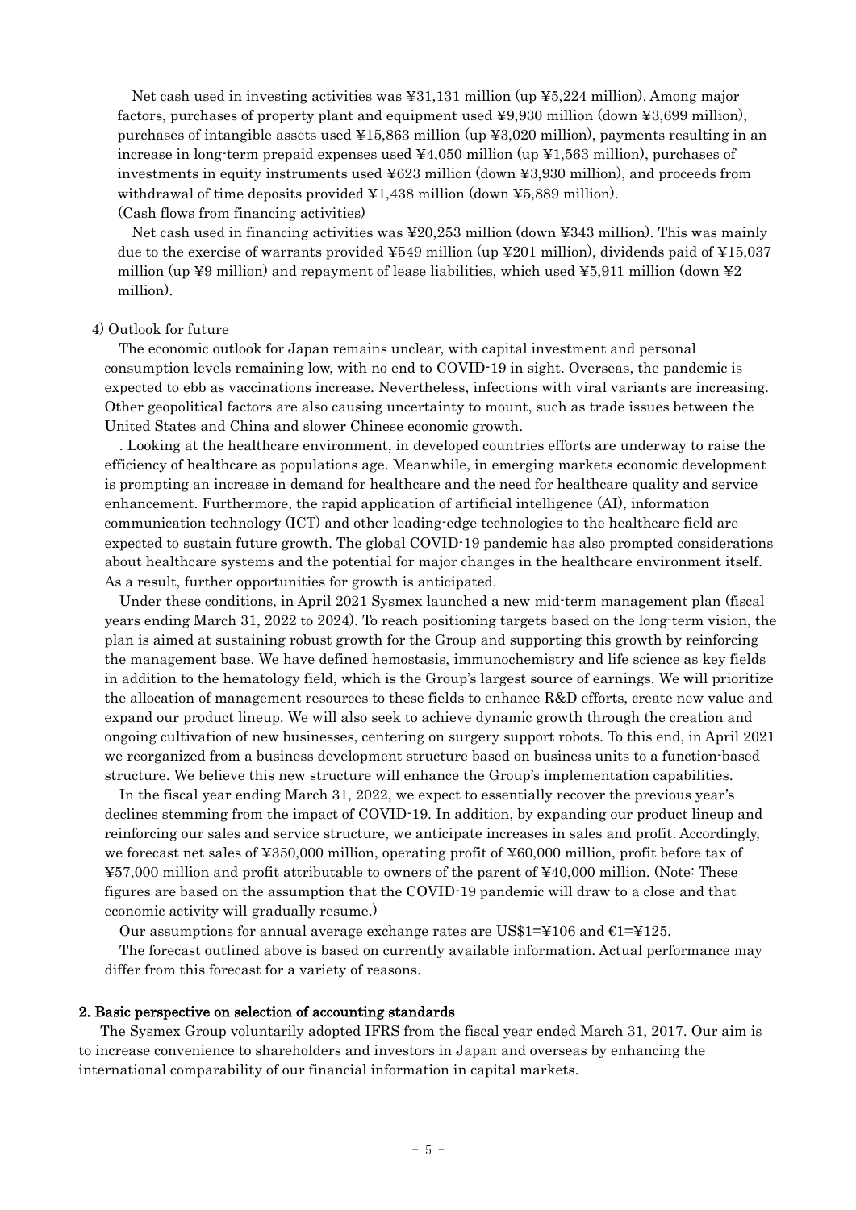Net cash used in investing activities was ¥31,131 million (up ¥5,224 million). Among major factors, purchases of property plant and equipment used ¥9,930 million (down ¥3,699 million), purchases of intangible assets used ¥15,863 million (up ¥3,020 million), payments resulting in an increase in long-term prepaid expenses used ¥4,050 million (up ¥1,563 million), purchases of investments in equity instruments used ¥623 million (down ¥3,930 million), and proceeds from withdrawal of time deposits provided ¥1,438 million (down ¥5,889 million).

(Cash flows from financing activities)

Net cash used in financing activities was ¥20,253 million (down ¥343 million). This was mainly due to the exercise of warrants provided ¥549 million (up ¥201 million), dividends paid of ¥15,037 million (up ¥9 million) and repayment of lease liabilities, which used ¥5,911 million (down ¥2 million).

4) Outlook for future

The economic outlook for Japan remains unclear, with capital investment and personal consumption levels remaining low, with no end to COVID-19 in sight. Overseas, the pandemic is expected to ebb as vaccinations increase. Nevertheless, infections with viral variants are increasing. Other geopolitical factors are also causing uncertainty to mount, such as trade issues between the United States and China and slower Chinese economic growth.

. Looking at the healthcare environment, in developed countries efforts are underway to raise the efficiency of healthcare as populations age. Meanwhile, in emerging markets economic development is prompting an increase in demand for healthcare and the need for healthcare quality and service enhancement. Furthermore, the rapid application of artificial intelligence (AI), information communication technology (ICT) and other leading-edge technologies to the healthcare field are expected to sustain future growth. The global COVID-19 pandemic has also prompted considerations about healthcare systems and the potential for major changes in the healthcare environment itself. As a result, further opportunities for growth is anticipated.

Under these conditions, in April 2021 Sysmex launched a new mid-term management plan (fiscal years ending March 31, 2022 to 2024). To reach positioning targets based on the long-term vision, the plan is aimed at sustaining robust growth for the Group and supporting this growth by reinforcing the management base. We have defined hemostasis, immunochemistry and life science as key fields in addition to the hematology field, which is the Group's largest source of earnings. We will prioritize the allocation of management resources to these fields to enhance R&D efforts, create new value and expand our product lineup. We will also seek to achieve dynamic growth through the creation and ongoing cultivation of new businesses, centering on surgery support robots. To this end, in April 2021 we reorganized from a business development structure based on business units to a function-based structure. We believe this new structure will enhance the Group's implementation capabilities.

In the fiscal year ending March 31, 2022, we expect to essentially recover the previous year's declines stemming from the impact of COVID-19. In addition, by expanding our product lineup and reinforcing our sales and service structure, we anticipate increases in sales and profit. Accordingly, we forecast net sales of ¥350,000 million, operating profit of ¥60,000 million, profit before tax of ¥57,000 million and profit attributable to owners of the parent of ¥40,000 million. (Note: These figures are based on the assumption that the COVID-19 pandemic will draw to a close and that economic activity will gradually resume.)

Our assumptions for annual average exchange rates are US$1=¥106 and €1=¥125.

The forecast outlined above is based on currently available information. Actual performance may differ from this forecast for a variety of reasons.

**2. Basic perspective on selection of accounting standards**

The Sysmex Group voluntarily adopted IFRS from the fiscal year ended March 31, 2017. Our aim is to increase convenience to shareholders and investors in Japan and overseas by enhancing the international comparability of our financial information in capital markets.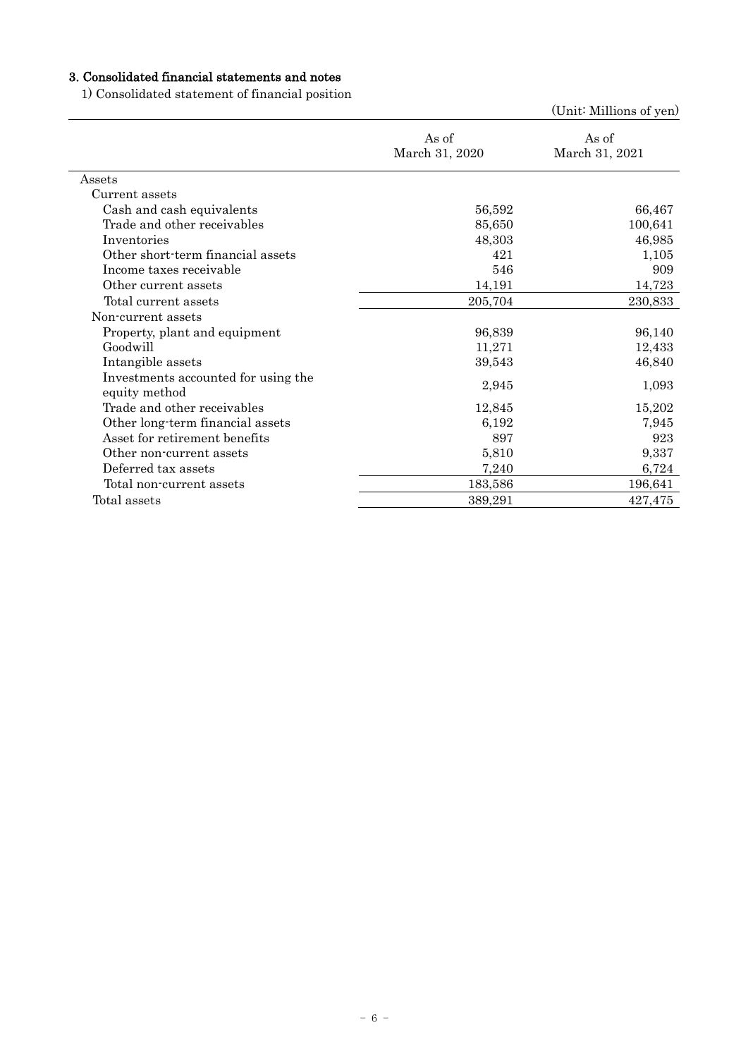## 3. Consolidated financial statements and notes

1) Consolidated statement of financial position

(Unit: Millions of yen)

| | As of March 31, 2020 | As of March 31, 2021 |
|---|---|---|
| Assets | | |
| Current assets | | |
| Cash and cash equivalents | 56,592 | 66,467 |
| Trade and other receivables | 85,650 | 100,641 |
| Inventories | 48,303 | 46,985 |
| Other short-term financial assets | 421 | 1,105 |
| Income taxes receivable | 546 | 909 |
| Other current assets | 14,191 | 14,723 |
| Total current assets | 205,704 | 230,833 |
| Non-current assets | | |
| Property, plant and equipment | 96,839 | 96,140 |
| Goodwill | 11,271 | 12,433 |
| Intangible assets | 39,543 | 46,840 |
| Investments accounted for using the equity method | 2,945 | 1,093 |
| Trade and other receivables | 12,845 | 15,202 |
| Other long-term financial assets | 6,192 | 7,945 |
| Asset for retirement benefits | 897 | 923 |
| Other non-current assets | 5,810 | 9,337 |
| Deferred tax assets | 7,240 | 6,724 |
| Total non-current assets | 183,586 | 196,641 |
| Total assets | 389,291 | 427,475 |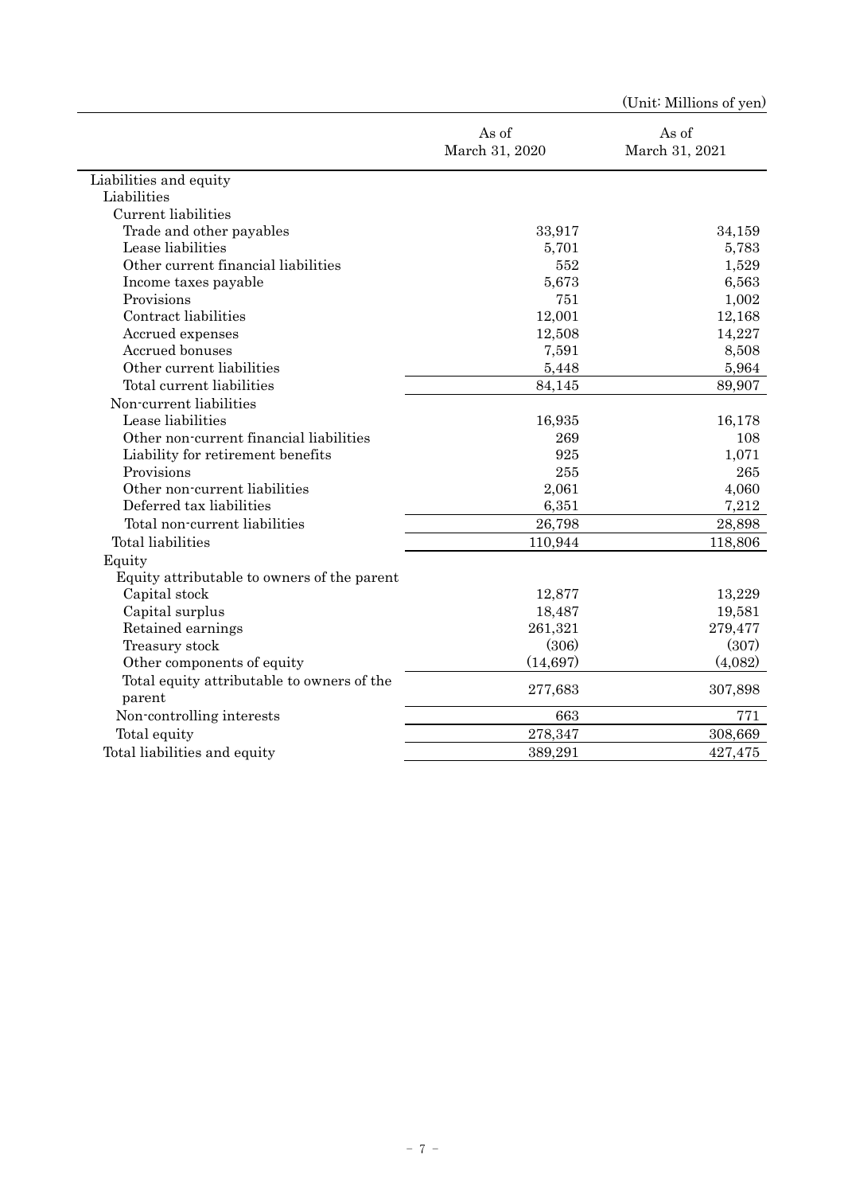(Unit: Millions of yen)

| | As of March 31, 2020 | As of March 31, 2021 |
|---|---|---|
| Liabilities and equity | | |
| Liabilities | | |
| Current liabilities | | |
| Trade and other payables | 33,917 | 34,159 |
| Lease liabilities | 5,701 | 5,783 |
| Other current financial liabilities | 552 | 1,529 |
| Income taxes payable | 5,673 | 6,563 |
| Provisions | 751 | 1,002 |
| Contract liabilities | 12,001 | 12,168 |
| Accrued expenses | 12,508 | 14,227 |
| Accrued bonuses | 7,591 | 8,508 |
| Other current liabilities | 5,448 | 5,964 |
| Total current liabilities | 84,145 | 89,907 |
| Non-current liabilities | | |
| Lease liabilities | 16,935 | 16,178 |
| Other non-current financial liabilities | 269 | 108 |
| Liability for retirement benefits | 925 | 1,071 |
| Provisions | 255 | 265 |
| Other non-current liabilities | 2,061 | 4,060 |
| Deferred tax liabilities | 6,351 | 7,212 |
| Total non-current liabilities | 26,798 | 28,898 |
| Total liabilities | 110,944 | 118,806 |
| Equity | | |
| Equity attributable to owners of the parent | | |
| Capital stock | 12,877 | 13,229 |
| Capital surplus | 18,487 | 19,581 |
| Retained earnings | 261,321 | 279,477 |
| Treasury stock | (306) | (307) |
| Other components of equity | (14,697) | (4,082) |
| Total equity attributable to owners of the parent | 277,683 | 307,898 |
| Non-controlling interests | 663 | 771 |
| Total equity | 278,347 | 308,669 |
| Total liabilities and equity | 389,291 | 427,475 |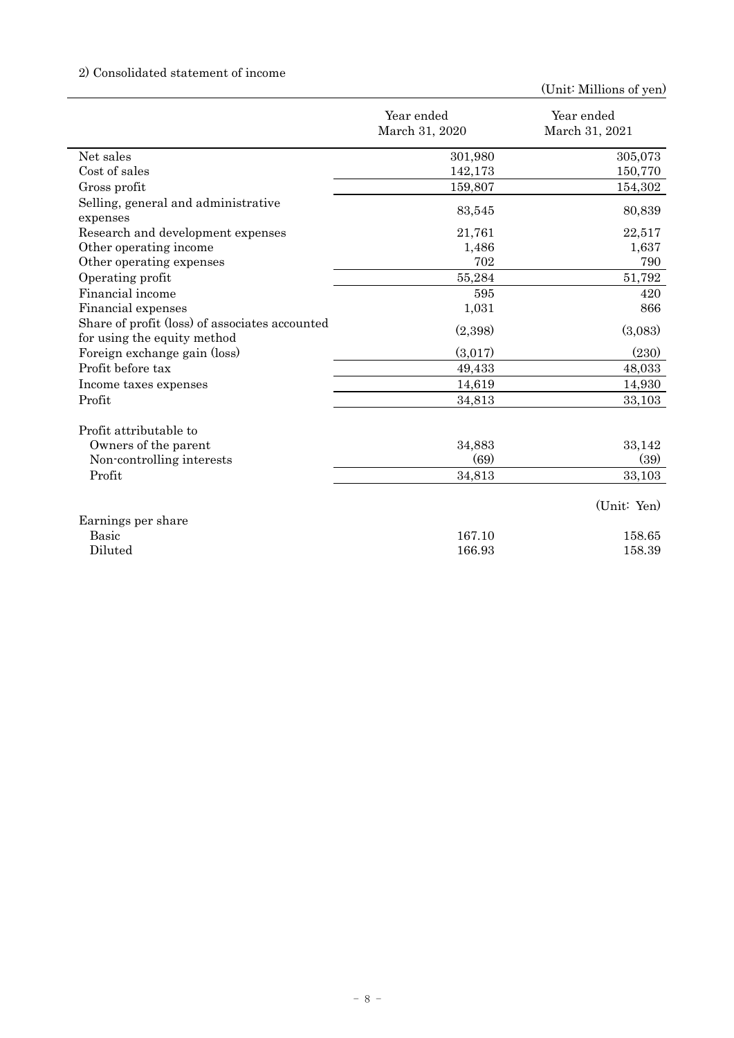2) Consolidated statement of income

(Unit: Millions of yen)

| | Year ended March 31, 2020 | Year ended March 31, 2021 |
|---|---|---|
| Net sales | 301,980 | 305,073 |
| Cost of sales | 142,173 | 150,770 |
| Gross profit | 159,807 | 154,302 |
| Selling, general and administrative expenses | 83,545 | 80,839 |
| Research and development expenses | 21,761 | 22,517 |
| Other operating income | 1,486 | 1,637 |
| Other operating expenses | 702 | 790 |
| Operating profit | 55,284 | 51,792 |
| Financial income | 595 | 420 |
| Financial expenses | 1,031 | 866 |
| Share of profit (loss) of associates accounted for using the equity method | (2,398) | (3,083) |
| Foreign exchange gain (loss) | (3,017) | (230) |
| Profit before tax | 49,433 | 48,033 |
| Income taxes expenses | 14,619 | 14,930 |
| Profit | 34,813 | 33,103 |
| | | |
| Profit attributable to | | |
| Owners of the parent | 34,883 | 33,142 |
| Non-controlling interests | (69) | (39) |
| Profit | 34,813 | 33,103 |
| | | (Unit: Yen) |
| Earnings per share | | |
| Basic | 167.10 | 158.65 |
| Diluted | 166.93 | 158.39 |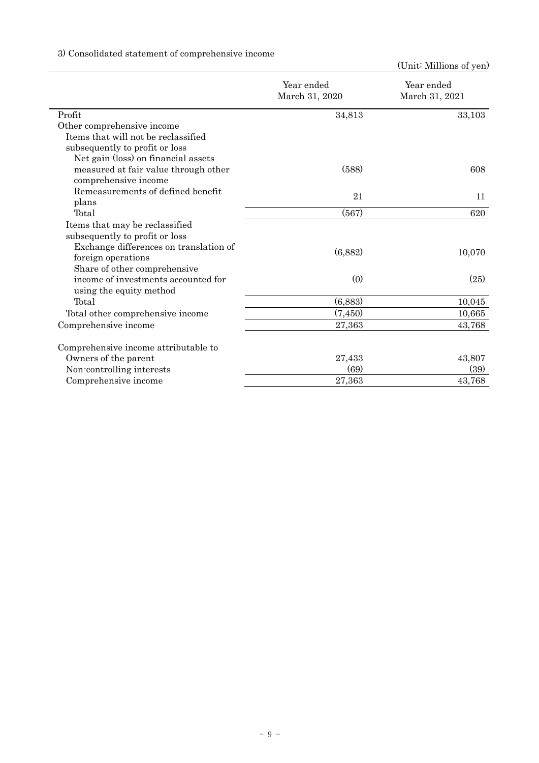3) Consolidated statement of comprehensive income

(Unit: Millions of yen)

| | Year ended March 31, 2020 | Year ended March 31, 2021 |
|---|---|---|
| Profit | 34,813 | 33,103 |
| Other comprehensive income | | |
| Items that will not be reclassified subsequently to profit or loss | | |
| Net gain (loss) on financial assets measured at fair value through other comprehensive income | (588) | 608 |
| Remeasurements of defined benefit plans | 21 | 11 |
| Total | (567) | 620 |
| Items that may be reclassified subsequently to profit or loss | | |
| Exchange differences on translation of foreign operations | (6,882) | 10,070 |
| Share of other comprehensive income of investments accounted for using the equity method | (0) | (25) |
| Total | (6,883) | 10,045 |
| Total other comprehensive income | (7,450) | 10,665 |
| Comprehensive income | 27,363 | 43,768 |
| | | |
| Comprehensive income attributable to | | |
| Owners of the parent | 27,433 | 43,807 |
| Non-controlling interests | (69) | (39) |
| Comprehensive income | 27,363 | 43,768 |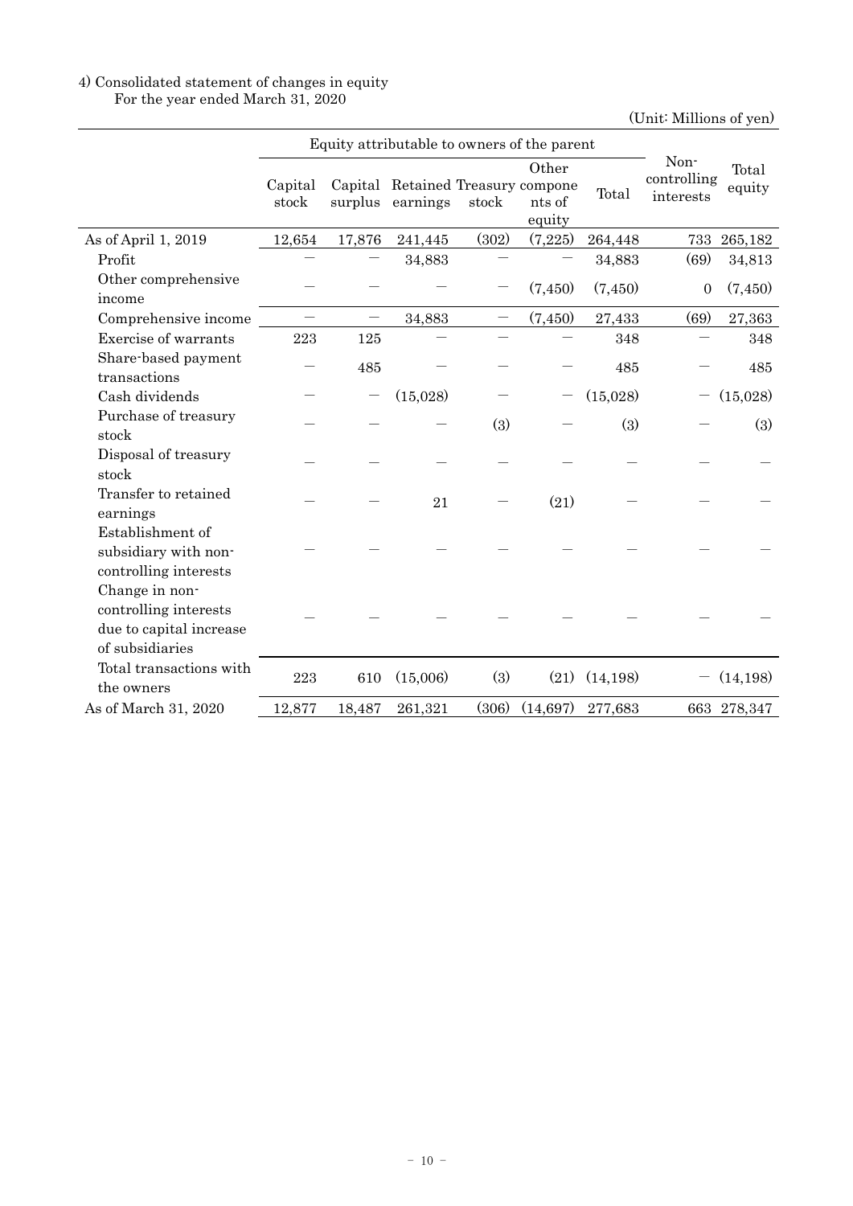4) Consolidated statement of changes in equity

For the year ended March 31, 2020

(Unit: Millions of yen)

| | Equity attributable to owners of the parent | | | | | | Non-controlling interests | Total equity |
|---|---|---|---|---|---|---|---|---|
| | Capital stock | Capital surplus | Retained earnings | Treasury stock | Other components of equity | Total | | |
| As of April 1, 2019 | 12,654 | 17,876 | 241,445 | (302) | (7,225) | 264,448 | 733 | 265,182 |
| Profit | — | — | 34,883 | — | — | 34,883 | (69) | 34,813 |
| Other comprehensive income | — | — | — | — | (7,450) | (7,450) | 0 | (7,450) |
| Comprehensive income | — | — | 34,883 | — | (7,450) | 27,433 | (69) | 27,363 |
| Exercise of warrants | 223 | 125 | — | — | — | 348 | — | 348 |
| Share-based payment transactions | — | 485 | — | — | — | 485 | — | 485 |
| Cash dividends | — | — | (15,028) | — | — | (15,028) | — | (15,028) |
| Purchase of treasury stock | — | — | — | (3) | — | (3) | — | (3) |
| Disposal of treasury stock | — | — | — | — | — | — | — | — |
| Transfer to retained earnings | — | — | 21 | — | (21) | — | — | — |
| Establishment of subsidiary with non-controlling interests | — | — | — | — | — | — | — | — |
| Change in non-controlling interests due to capital increase of subsidiaries | — | — | — | — | — | — | — | — |
| Total transactions with the owners | 223 | 610 | (15,006) | (3) | (21) | (14,198) | — | (14,198) |
| As of March 31, 2020 | 12,877 | 18,487 | 261,321 | (306) | (14,697) | 277,683 | 663 | 278,347 |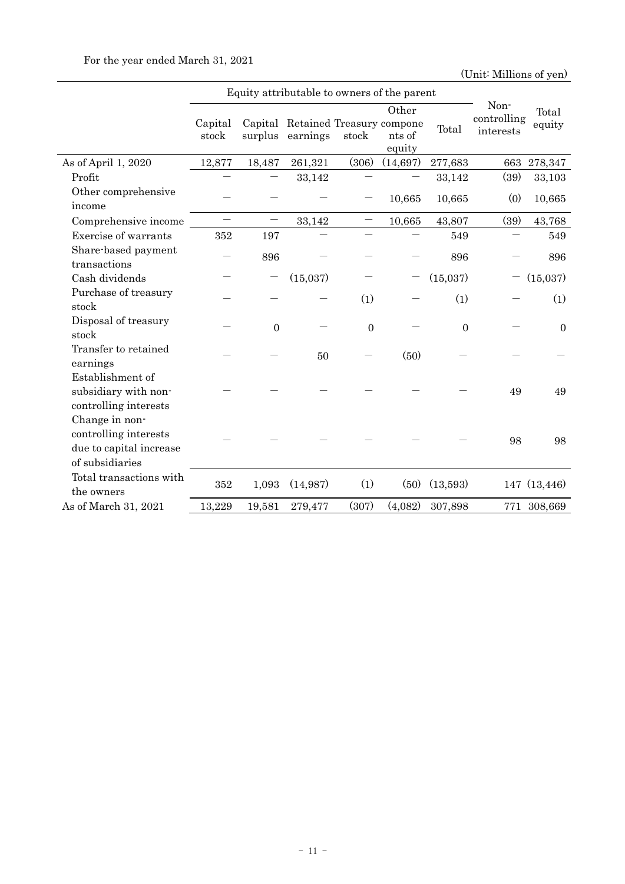For the year ended March 31, 2021

(Unit: Millions of yen)

| | Equity attributable to owners of the parent | | | | | | Non-controlling interests | Total equity |
|---|---|---|---|---|---|---|---|---|
| | Capital stock | Capital surplus | Retained earnings | Treasury stock | Other components of equity | Total | | |
| As of April 1, 2020 | 12,877 | 18,487 | 261,321 | (306) | (14,697) | 277,683 | 663 | 278,347 |
| Profit | － | － | 33,142 | － | － | 33,142 | (39) | 33,103 |
| Other comprehensive income | － | － | － | － | 10,665 | 10,665 | (0) | 10,665 |
| Comprehensive income | － | － | 33,142 | － | 10,665 | 43,807 | (39) | 43,768 |
| Exercise of warrants | 352 | 197 | － | － | － | 549 | － | 549 |
| Share-based payment transactions | － | 896 | － | － | － | 896 | － | 896 |
| Cash dividends | － | － | (15,037) | － | － | (15,037) | － | (15,037) |
| Purchase of treasury stock | － | － | － | (1) | － | (1) | － | (1) |
| Disposal of treasury stock | － | 0 | － | 0 | － | 0 | － | 0 |
| Transfer to retained earnings | － | － | 50 | － | (50) | － | － | － |
| Establishment of subsidiary with non-controlling interests | － | － | － | － | － | － | 49 | 49 |
| Change in non-controlling interests due to capital increase of subsidiaries | － | － | － | － | － | － | 98 | 98 |
| Total transactions with the owners | 352 | 1,093 | (14,987) | (1) | (50) | (13,593) | 147 | (13,446) |
| As of March 31, 2021 | 13,229 | 19,581 | 279,477 | (307) | (4,082) | 307,898 | 771 | 308,669 |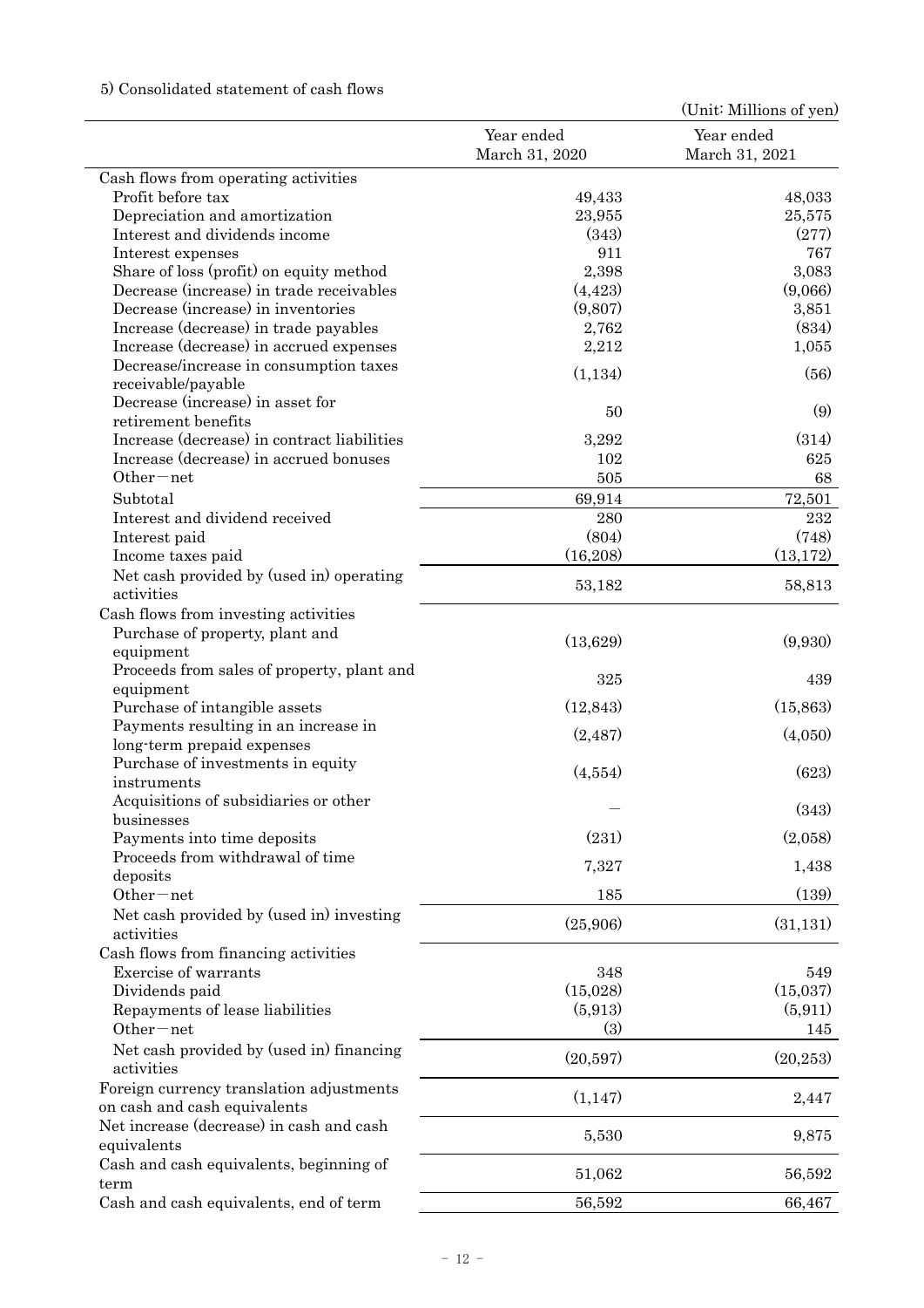5) Consolidated statement of cash flows

(Unit: Millions of yen)

| | Year ended March 31, 2020 | Year ended March 31, 2021 |
|---|---|---|
| Cash flows from operating activities | | |
| Profit before tax | 49,433 | 48,033 |
| Depreciation and amortization | 23,955 | 25,575 |
| Interest and dividends income | (343) | (277) |
| Interest expenses | 911 | 767 |
| Share of loss (profit) on equity method | 2,398 | 3,083 |
| Decrease (increase) in trade receivables | (4,423) | (9,066) |
| Decrease (increase) in inventories | (9,807) | 3,851 |
| Increase (decrease) in trade payables | 2,762 | (834) |
| Increase (decrease) in accrued expenses | 2,212 | 1,055 |
| Decrease/increase in consumption taxes receivable/payable | (1,134) | (56) |
| Decrease (increase) in asset for retirement benefits | 50 | (9) |
| Increase (decrease) in contract liabilities | 3,292 | (314) |
| Increase (decrease) in accrued bonuses | 102 | 625 |
| Other－net | 505 | 68 |
| Subtotal | 69,914 | 72,501 |
| Interest and dividend received | 280 | 232 |
| Interest paid | (804) | (748) |
| Income taxes paid | (16,208) | (13,172) |
| Net cash provided by (used in) operating activities | 53,182 | 58,813 |
| Cash flows from investing activities | | |
| Purchase of property, plant and equipment | (13,629) | (9,930) |
| Proceeds from sales of property, plant and equipment | 325 | 439 |
| Purchase of intangible assets | (12,843) | (15,863) |
| Payments resulting in an increase in long-term prepaid expenses | (2,487) | (4,050) |
| Purchase of investments in equity instruments | (4,554) | (623) |
| Acquisitions of subsidiaries or other businesses | — | (343) |
| Payments into time deposits | (231) | (2,058) |
| Proceeds from withdrawal of time deposits | 7,327 | 1,438 |
| Other－net | 185 | (139) |
| Net cash provided by (used in) investing activities | (25,906) | (31,131) |
| Cash flows from financing activities | | |
| Exercise of warrants | 348 | 549 |
| Dividends paid | (15,028) | (15,037) |
| Repayments of lease liabilities | (5,913) | (5,911) |
| Other－net | (3) | 145 |
| Net cash provided by (used in) financing activities | (20,597) | (20,253) |
| Foreign currency translation adjustments on cash and cash equivalents | (1,147) | 2,447 |
| Net increase (decrease) in cash and cash equivalents | 5,530 | 9,875 |
| Cash and cash equivalents, beginning of term | 51,062 | 56,592 |
| Cash and cash equivalents, end of term | 56,592 | 66,467 |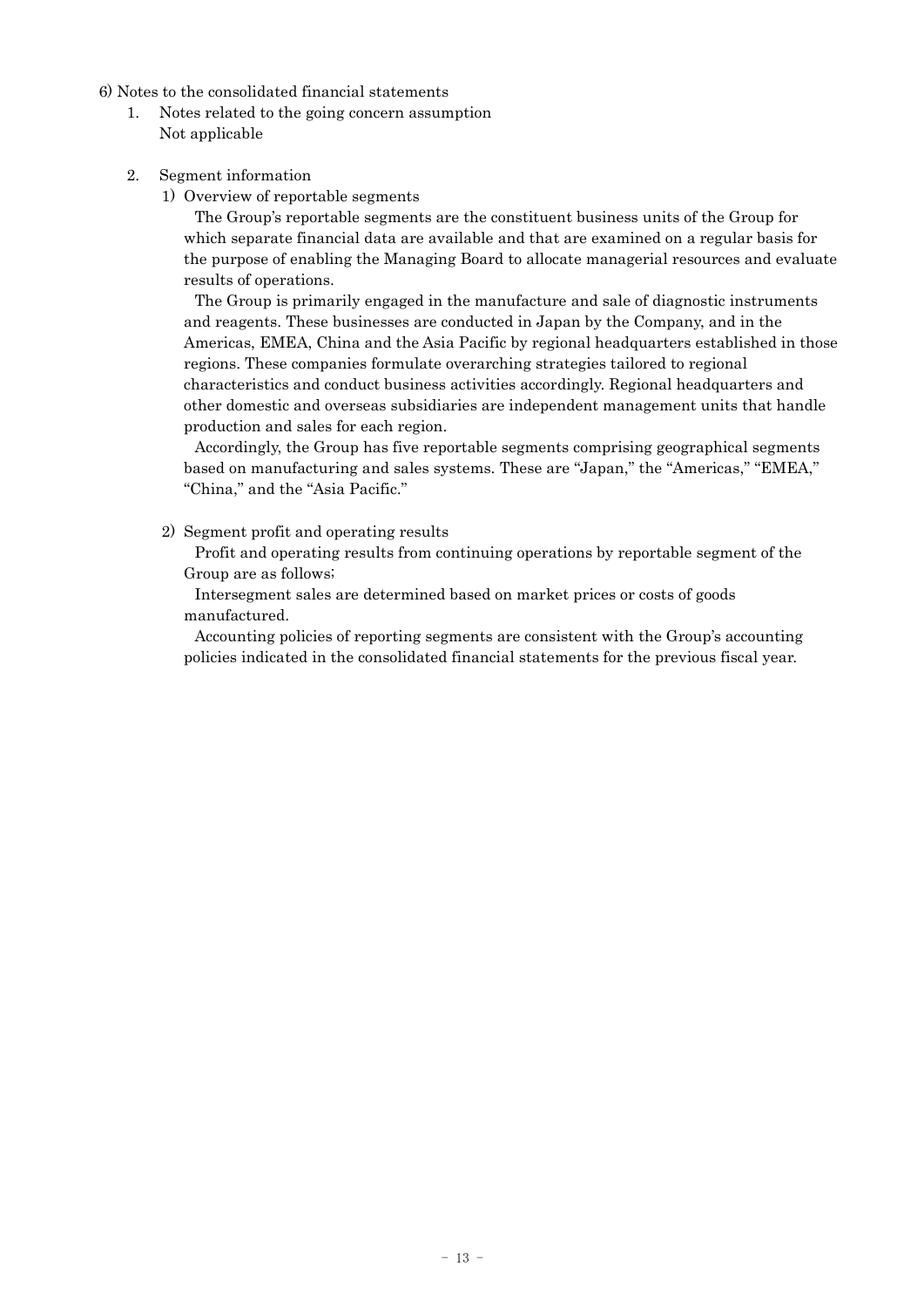6) Notes to the consolidated financial statements

1. Notes related to the going concern assumption
   Not applicable

2. Segment information

   1) Overview of reportable segments

   The Group's reportable segments are the constituent business units of the Group for which separate financial data are available and that are examined on a regular basis for the purpose of enabling the Managing Board to allocate managerial resources and evaluate results of operations.

   The Group is primarily engaged in the manufacture and sale of diagnostic instruments and reagents. These businesses are conducted in Japan by the Company, and in the Americas, EMEA, China and the Asia Pacific by regional headquarters established in those regions. These companies formulate overarching strategies tailored to regional characteristics and conduct business activities accordingly. Regional headquarters and other domestic and overseas subsidiaries are independent management units that handle production and sales for each region.

   Accordingly, the Group has five reportable segments comprising geographical segments based on manufacturing and sales systems. These are "Japan," the "Americas," "EMEA," "China," and the "Asia Pacific."

   2) Segment profit and operating results

   Profit and operating results from continuing operations by reportable segment of the Group are as follows;

   Intersegment sales are determined based on market prices or costs of goods manufactured.

   Accounting policies of reporting segments are consistent with the Group's accounting policies indicated in the consolidated financial statements for the previous fiscal year.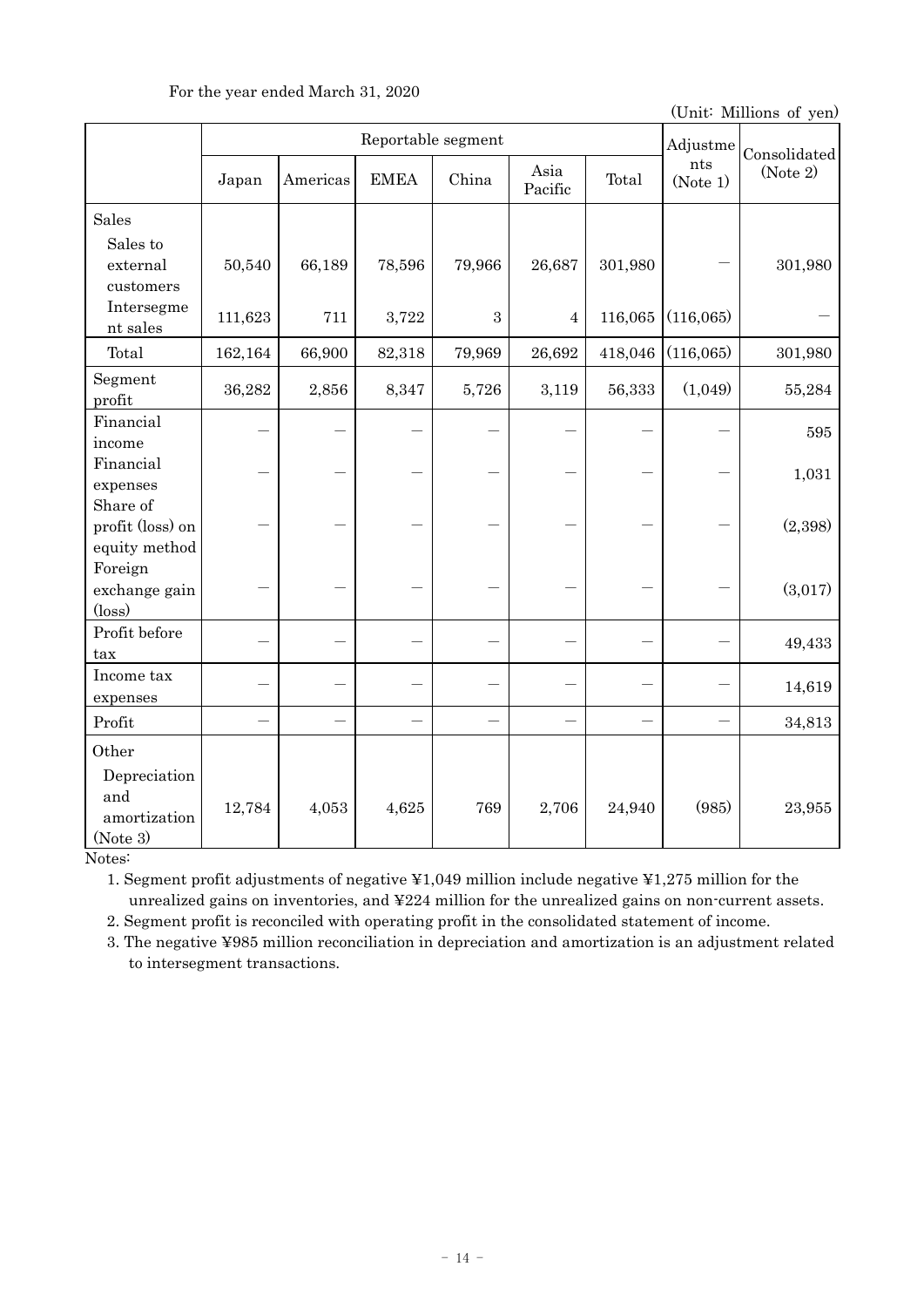For the year ended March 31, 2020

(Unit: Millions of yen)

| | Reportable segment | | | | | | Adjustments (Note 1) | Consolidated (Note 2) |
|---|---|---|---|---|---|---|---|---|
| | Japan | Americas | EMEA | China | Asia Pacific | Total | | |
| Sales | | | | | | | | |
| Sales to external customers | 50,540 | 66,189 | 78,596 | 79,966 | 26,687 | 301,980 | — | 301,980 |
| Intersegment sales | 111,623 | 711 | 3,722 | 3 | 4 | 116,065 | (116,065) | — |
| Total | 162,164 | 66,900 | 82,318 | 79,969 | 26,692 | 418,046 | (116,065) | 301,980 |
| Segment profit | 36,282 | 2,856 | 8,347 | 5,726 | 3,119 | 56,333 | (1,049) | 55,284 |
| Financial income | — | — | — | — | — | — | — | 595 |
| Financial expenses | — | — | — | — | — | — | — | 1,031 |
| Share of profit (loss) on equity method | — | — | — | — | — | — | — | (2,398) |
| Foreign exchange gain (loss) | — | — | — | — | — | — | — | (3,017) |
| Profit before tax | — | — | — | — | — | — | — | 49,433 |
| Income tax expenses | — | — | — | — | — | — | — | 14,619 |
| Profit | — | — | — | — | — | — | — | 34,813 |
| Other | | | | | | | | |
| Depreciation and amortization (Note 3) | 12,784 | 4,053 | 4,625 | 769 | 2,706 | 24,940 | (985) | 23,955 |

Notes:

1. Segment profit adjustments of negative ¥1,049 million include negative ¥1,275 million for the unrealized gains on inventories, and ¥224 million for the unrealized gains on non-current assets.
2. Segment profit is reconciled with operating profit in the consolidated statement of income.
3. The negative ¥985 million reconciliation in depreciation and amortization is an adjustment related to intersegment transactions.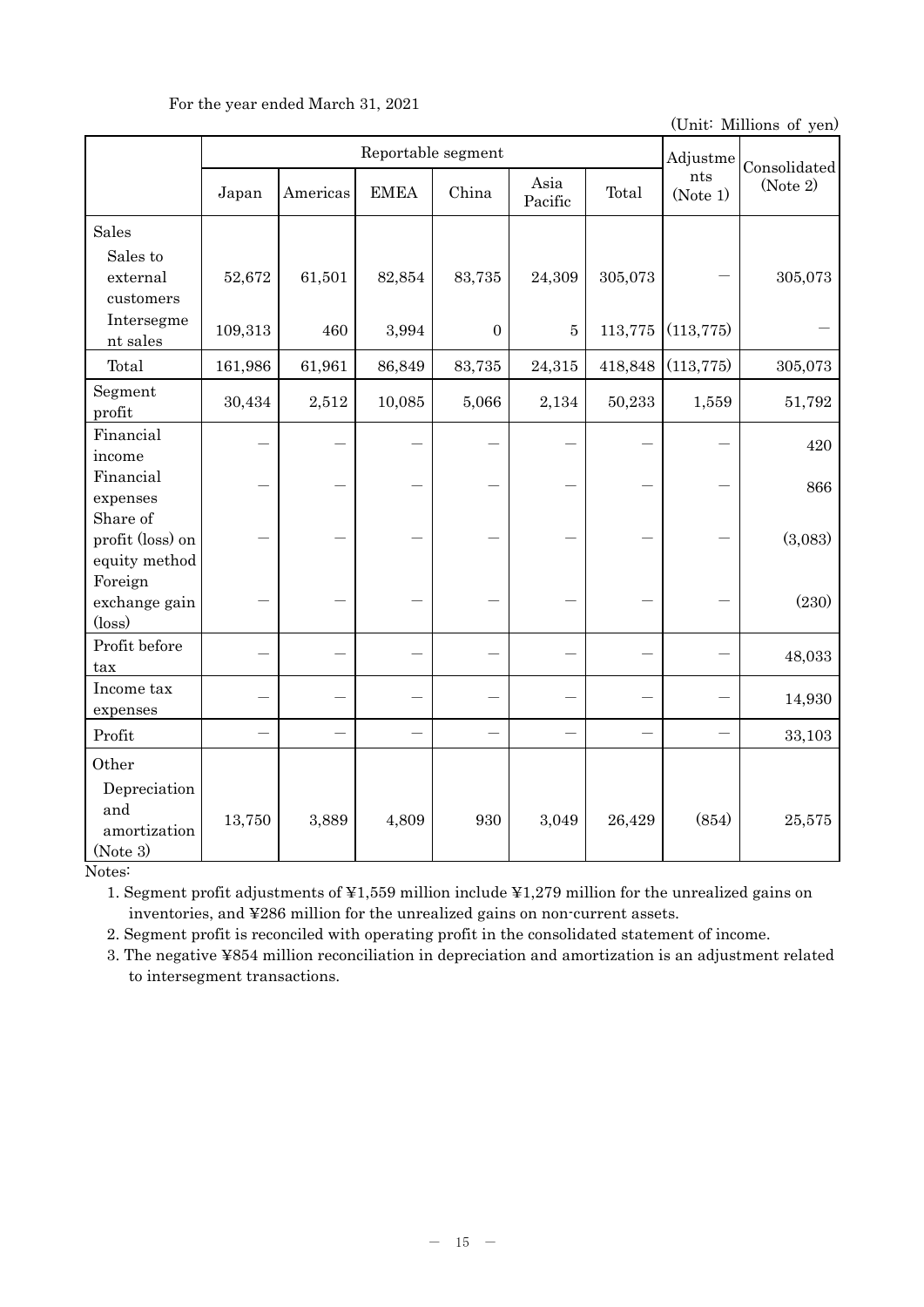For the year ended March 31, 2021

(Unit: Millions of yen)

| | Reportable segment | | | | | | Adjustments (Note 1) | Consolidated (Note 2) |
|---|---|---|---|---|---|---|---|---|
| | Japan | Americas | EMEA | China | Asia Pacific | Total | | |
| Sales | | | | | | | | |
| Sales to external customers | 52,672 | 61,501 | 82,854 | 83,735 | 24,309 | 305,073 | ― | 305,073 |
| Intersegment sales | 109,313 | 460 | 3,994 | 0 | 5 | 113,775 | (113,775) | ― |
| Total | 161,986 | 61,961 | 86,849 | 83,735 | 24,315 | 418,848 | (113,775) | 305,073 |
| Segment profit | 30,434 | 2,512 | 10,085 | 5,066 | 2,134 | 50,233 | 1,559 | 51,792 |
| Financial income | ― | ― | ― | ― | ― | ― | ― | 420 |
| Financial expenses | ― | ― | ― | ― | ― | ― | ― | 866 |
| Share of profit (loss) on equity method | ― | ― | ― | ― | ― | ― | ― | (3,083) |
| Foreign exchange gain (loss) | ― | ― | ― | ― | ― | ― | ― | (230) |
| Profit before tax | ― | ― | ― | ― | ― | ― | ― | 48,033 |
| Income tax expenses | ― | ― | ― | ― | ― | ― | ― | 14,930 |
| Profit | ― | ― | ― | ― | ― | ― | ― | 33,103 |
| Other | | | | | | | | |
| Depreciation and amortization (Note 3) | 13,750 | 3,889 | 4,809 | 930 | 3,049 | 26,429 | (854) | 25,575 |

Notes:

1. Segment profit adjustments of ¥1,559 million include ¥1,279 million for the unrealized gains on inventories, and ¥286 million for the unrealized gains on non-current assets.
2. Segment profit is reconciled with operating profit in the consolidated statement of income.
3. The negative ¥854 million reconciliation in depreciation and amortization is an adjustment related to intersegment transactions.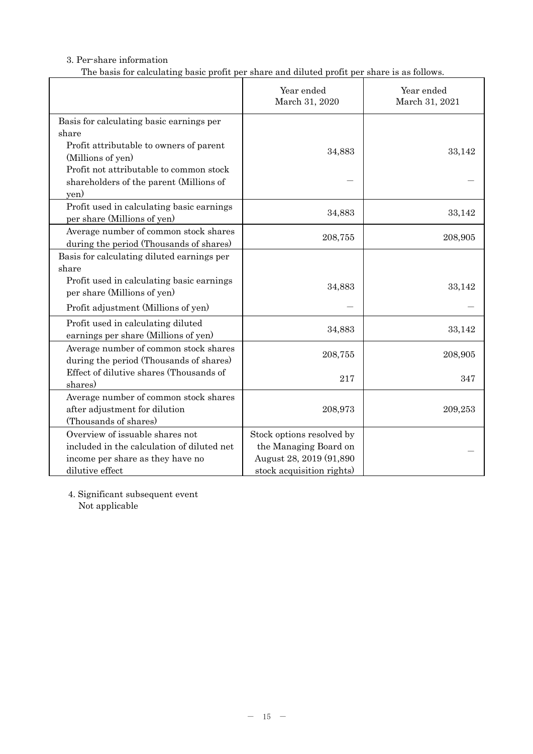3. Per-share information

The basis for calculating basic profit per share and diluted profit per share is as follows.

| | Year ended March 31, 2020 | Year ended March 31, 2021 |
|---|---|---|
| Basis for calculating basic earnings per share | | |
| Profit attributable to owners of parent (Millions of yen) | 34,883 | 33,142 |
| Profit not attributable to common stock shareholders of the parent (Millions of yen) | — | — |
| Profit used in calculating basic earnings per share (Millions of yen) | 34,883 | 33,142 |
| Average number of common stock shares during the period (Thousands of shares) | 208,755 | 208,905 |
| Basis for calculating diluted earnings per share | | |
| Profit used in calculating basic earnings per share (Millions of yen) | 34,883 | 33,142 |
| Profit adjustment (Millions of yen) | — | — |
| Profit used in calculating diluted earnings per share (Millions of yen) | 34,883 | 33,142 |
| Average number of common stock shares during the period (Thousands of shares) | 208,755 | 208,905 |
| Effect of dilutive shares (Thousands of shares) | 217 | 347 |
| Average number of common stock shares after adjustment for dilution (Thousands of shares) | 208,973 | 209,253 |
| Overview of issuable shares not included in the calculation of diluted net income per share as they have no dilutive effect | Stock options resolved by the Managing Board on August 28, 2019 (91,890 stock acquisition rights) | — |

4. Significant subsequent event

Not applicable